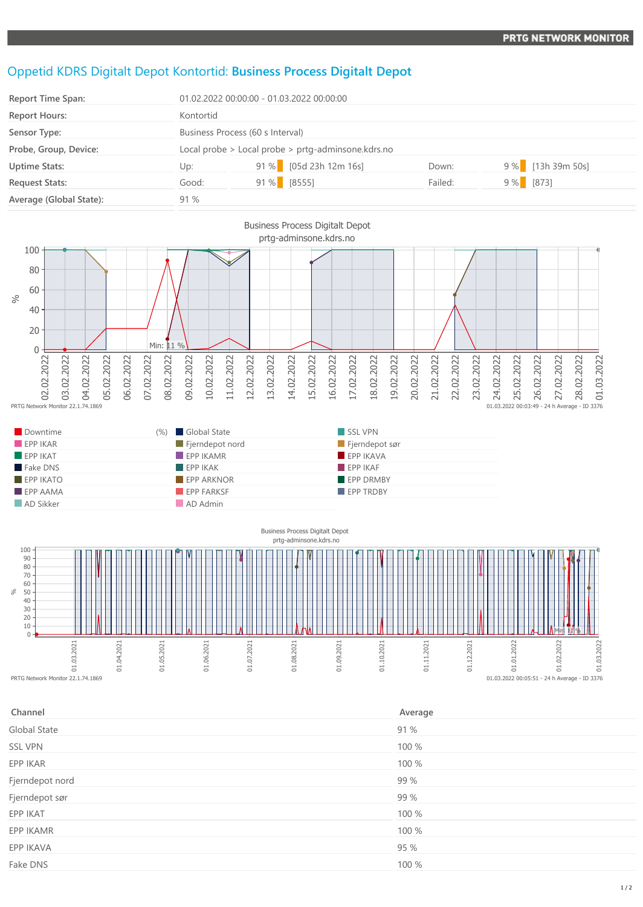# Oppetid KDRS Digitalt Depot Kontortid: **Business Process Digitalt Depot**

| | | | | | |
|---|---|---|---|---|---|
| **Report Time Span:** | 01.02.2022 00:00:00 - 01.03.2022 00:00:00 | | | | |
| **Report Hours:** | Kontortid | | | | |
| **Sensor Type:** | Business Process (60 s Interval) | | | | |
| **Probe, Group, Device:** | Local probe > Local probe > prtg-adminsone.kdrs.no | | | | |
| **Uptime Stats:** | Up: | 91 % [05d 23h 12m 16s] | Down: | 9 % [13h 39m 50s] | |
| **Request Stats:** | Good: | 91 % [8555] | Failed: | 9 % [873] | |
| **Average (Global State):** | 91 % | | | | |

Business Process Digitalt Depot
prtg-adminsone.kdrs.no

PRTG Network Monitor 22.1.74.1869 — 01.03.2022 00:03:49 - 24 h Average - ID 3376

Legend (%): Downtime, Global State, SSL VPN, EPP IKAR, Fjerndepot nord, Fjerndepot sør, EPP IKAT, EPP IKAMR, EPP IKAVA, Fake DNS, EPP IKAK, EPP IKAF, EPP IKATO, EPP ARKNOR, EPP DRMBY, EPP AAMA, EPP FARKSF, EPP TRDBY, AD Sikker, AD Admin

Business Process Digitalt Depot
prtg-adminsone.kdrs.no

PRTG Network Monitor 22.1.74.1869 — 01.03.2022 00:05:51 - 24 h Average - ID 3376

| Channel | Average |
|---|---|
| Global State | 91 % |
| SSL VPN | 100 % |
| EPP IKAR | 100 % |
| Fjerndepot nord | 99 % |
| Fjerndepot sør | 99 % |
| EPP IKAT | 100 % |
| EPP IKAMR | 100 % |
| EPP IKAVA | 95 % |
| Fake DNS | 100 % |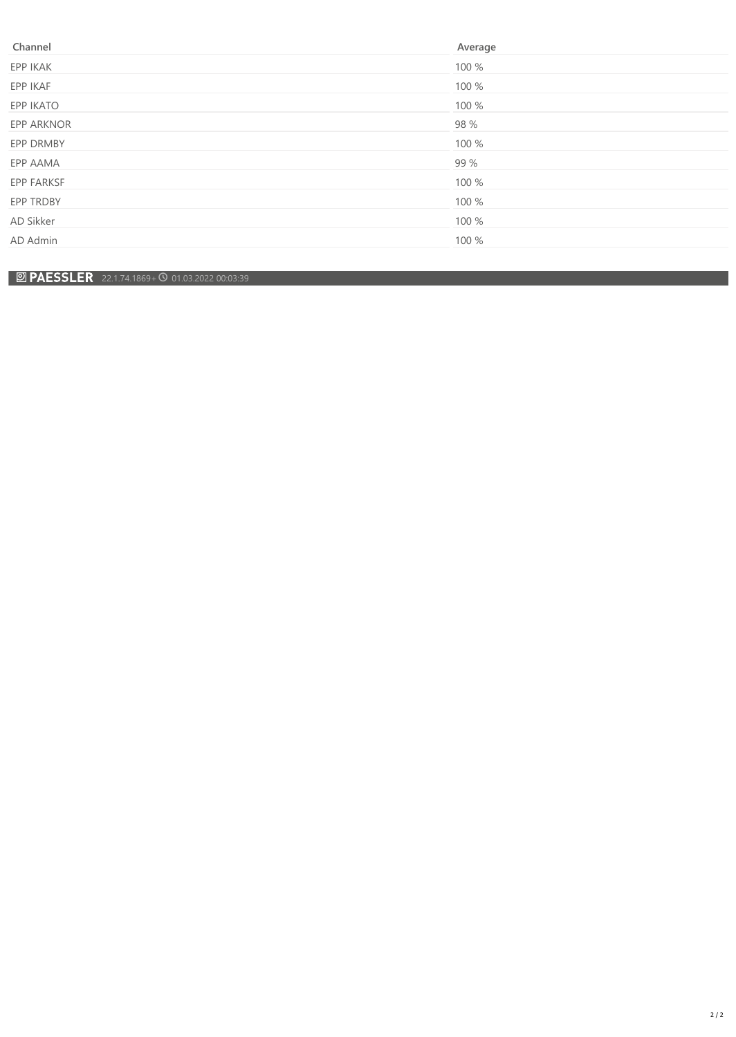| Channel | Average |
| --- | --- |
| EPP IKAK | 100 % |
| EPP IKAF | 100 % |
| EPP IKATO | 100 % |
| EPP ARKNOR | 98 % |
| EPP DRMBY | 100 % |
| EPP AAMA | 99 % |
| EPP FARKSF | 100 % |
| EPP TRDBY | 100 % |
| AD Sikker | 100 % |
| AD Admin | 100 % |

PAESSLER 22.1.74.1869+ 01.03.2022 00:03:39